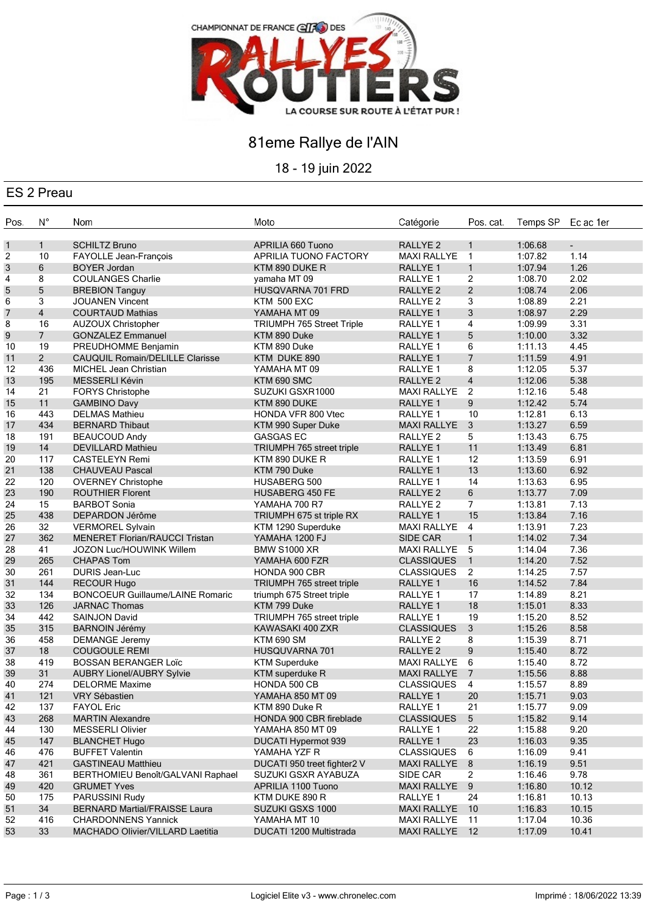CHAMPIONNAT DE FRANCE elf DES RALLYES ROUTIERS

LA COURSE SUR ROUTE À L'ÉTAT PUR !

# 81eme Rallye de l'AIN

18 - 19 juin 2022

## ES 2 Preau

| Pos. | N° | Nom | Moto | Catégorie | Pos. cat. | Temps SP | Ec ac 1er |
|---|---|---|---|---|---|---|---|
| 1 | 1 | SCHILTZ Bruno | APRILIA 660 Tuono | RALLYE 2 | 1 | 1:06.68 | - |
| 2 | 10 | FAYOLLE Jean-François | APRILIA TUONO FACTORY | MAXI RALLYE | 1 | 1:07.82 | 1.14 |
| 3 | 6 | BOYER Jordan | KTM 890 DUKE R | RALLYE 1 | 1 | 1:07.94 | 1.26 |
| 4 | 8 | COULANGES Charlie | yamaha MT 09 | RALLYE 1 | 2 | 1:08.70 | 2.02 |
| 5 | 5 | BREBION Tanguy | HUSQVARNA 701 FRD | RALLYE 2 | 2 | 1:08.74 | 2.06 |
| 6 | 3 | JOUANEN Vincent | KTM 500 EXC | RALLYE 2 | 3 | 1:08.89 | 2.21 |
| 7 | 4 | COURTAUD Mathias | YAMAHA MT 09 | RALLYE 1 | 3 | 1:08.97 | 2.29 |
| 8 | 16 | AUZOUX Christopher | TRIUMPH 765 Street Triple | RALLYE 1 | 4 | 1:09.99 | 3.31 |
| 9 | 7 | GONZALEZ Emmanuel | KTM 890 Duke | RALLYE 1 | 5 | 1:10.00 | 3.32 |
| 10 | 19 | PREUDHOMME Benjamin | KTM 890 Duke | RALLYE 1 | 6 | 1:11.13 | 4.45 |
| 11 | 2 | CAUQUIL Romain/DELILLE Clarisse | KTM DUKE 890 | RALLYE 1 | 7 | 1:11.59 | 4.91 |
| 12 | 436 | MICHEL Jean Christian | YAMAHA MT 09 | RALLYE 1 | 8 | 1:12.05 | 5.37 |
| 13 | 195 | MESSERLI Kévin | KTM 690 SMC | RALLYE 2 | 4 | 1:12.06 | 5.38 |
| 14 | 21 | FORYS Christophe | SUZUKI GSXR1000 | MAXI RALLYE | 2 | 1:12.16 | 5.48 |
| 15 | 11 | GAMBINO Davy | KTM 890 DUKE | RALLYE 1 | 9 | 1:12.42 | 5.74 |
| 16 | 443 | DELMAS Mathieu | HONDA VFR 800 Vtec | RALLYE 1 | 10 | 1:12.81 | 6.13 |
| 17 | 434 | BERNARD Thibaut | KTM 990 Super Duke | MAXI RALLYE | 3 | 1:13.27 | 6.59 |
| 18 | 191 | BEAUCOUD Andy | GASGAS EC | RALLYE 2 | 5 | 1:13.43 | 6.75 |
| 19 | 14 | DEVILLARD Mathieu | TRIUMPH 765 street triple | RALLYE 1 | 11 | 1:13.49 | 6.81 |
| 20 | 117 | CASTELEYN Remi | KTM 890 DUKE R | RALLYE 1 | 12 | 1:13.59 | 6.91 |
| 21 | 138 | CHAUVEAU Pascal | KTM 790 Duke | RALLYE 1 | 13 | 1:13.60 | 6.92 |
| 22 | 120 | OVERNEY Christophe | HUSABERG 500 | RALLYE 1 | 14 | 1:13.63 | 6.95 |
| 23 | 190 | ROUTHIER Florent | HUSABERG 450 FE | RALLYE 2 | 6 | 1:13.77 | 7.09 |
| 24 | 15 | BARBOT Sonia | YAMAHA 700 R7 | RALLYE 2 | 7 | 1:13.81 | 7.13 |
| 25 | 438 | DEPARDON Jérôme | TRIUMPH 675 st triple RX | RALLYE 1 | 15 | 1:13.84 | 7.16 |
| 26 | 32 | VERMOREL Sylvain | KTM 1290 Superduke | MAXI RALLYE | 4 | 1:13.91 | 7.23 |
| 27 | 362 | MENERET Florian/RAUCCI Tristan | YAMAHA 1200 FJ | SIDE CAR | 1 | 1:14.02 | 7.34 |
| 28 | 41 | JOZON Luc/HOUWINK Willem | BMW S1000 XR | MAXI RALLYE | 5 | 1:14.04 | 7.36 |
| 29 | 265 | CHAPAS Tom | YAMAHA 600 FZR | CLASSIQUES | 1 | 1:14.20 | 7.52 |
| 30 | 261 | DURIS Jean-Luc | HONDA 900 CBR | CLASSIQUES | 2 | 1:14.25 | 7.57 |
| 31 | 144 | RECOUR Hugo | TRIUMPH 765 street triple | RALLYE 1 | 16 | 1:14.52 | 7.84 |
| 32 | 134 | BONCOEUR Guillaume/LAINE Romaric | triumph 675 Street triple | RALLYE 1 | 17 | 1:14.89 | 8.21 |
| 33 | 126 | JARNAC Thomas | KTM 799 Duke | RALLYE 1 | 18 | 1:15.01 | 8.33 |
| 34 | 442 | SAINJON David | TRIUMPH 765 street triple | RALLYE 1 | 19 | 1:15.20 | 8.52 |
| 35 | 315 | BARNOIN Jérémy | KAWASAKI 400 ZXR | CLASSIQUES | 3 | 1:15.26 | 8.58 |
| 36 | 458 | DEMANGE Jeremy | KTM 690 SM | RALLYE 2 | 8 | 1:15.39 | 8.71 |
| 37 | 18 | COUGOULE REMI | HUSQVARNA 701 | RALLYE 2 | 9 | 1:15.40 | 8.72 |
| 38 | 419 | BOSSAN BERANGER Loïc | KTM Superduke | MAXI RALLYE | 6 | 1:15.40 | 8.72 |
| 39 | 31 | AUBRY Lionel/AUBRY Sylvie | KTM superduke R | MAXI RALLYE | 7 | 1:15.56 | 8.88 |
| 40 | 274 | DELORME Maxime | HONDA 500 CB | CLASSIQUES | 4 | 1:15.57 | 8.89 |
| 41 | 121 | VRY Sébastien | YAMAHA 850 MT 09 | RALLYE 1 | 20 | 1:15.71 | 9.03 |
| 42 | 137 | FAYOL Eric | KTM 890 Duke R | RALLYE 1 | 21 | 1:15.77 | 9.09 |
| 43 | 268 | MARTIN Alexandre | HONDA 900 CBR fireblade | CLASSIQUES | 5 | 1:15.82 | 9.14 |
| 44 | 130 | MESSERLI Olivier | YAMAHA 850 MT 09 | RALLYE 1 | 22 | 1:15.88 | 9.20 |
| 45 | 147 | BLANCHET Hugo | DUCATI Hypermot 939 | RALLYE 1 | 23 | 1:16.03 | 9.35 |
| 46 | 476 | BUFFET Valentin | YAMAHA YZF R | CLASSIQUES | 6 | 1:16.09 | 9.41 |
| 47 | 421 | GASTINEAU Matthieu | DUCATI 950 treet fighter2 V | MAXI RALLYE | 8 | 1:16.19 | 9.51 |
| 48 | 361 | BERTHOMIEU Benoît/GALVANI Raphael | SUZUKI GSXR AYABUZA | SIDE CAR | 2 | 1:16.46 | 9.78 |
| 49 | 420 | GRUMET Yves | APRILIA 1100 Tuono | MAXI RALLYE | 9 | 1:16.80 | 10.12 |
| 50 | 175 | PARUSSINI Rudy | KTM DUKE 890 R | RALLYE 1 | 24 | 1:16.81 | 10.13 |
| 51 | 34 | BERNARD Martial/FRAISSE Laura | SUZUKI GSXS 1000 | MAXI RALLYE | 10 | 1:16.83 | 10.15 |
| 52 | 416 | CHARDONNENS Yannick | YAMAHA MT 10 | MAXI RALLYE | 11 | 1:17.04 | 10.36 |
| 53 | 33 | MACHADO Olivier/VILLARD Laetitia | DUCATI 1200 Multistrada | MAXI RALLYE | 12 | 1:17.09 | 10.41 |

Logiciel Elite v3 - www.chronelec.com

Imprimé : 18/06/2022 13:39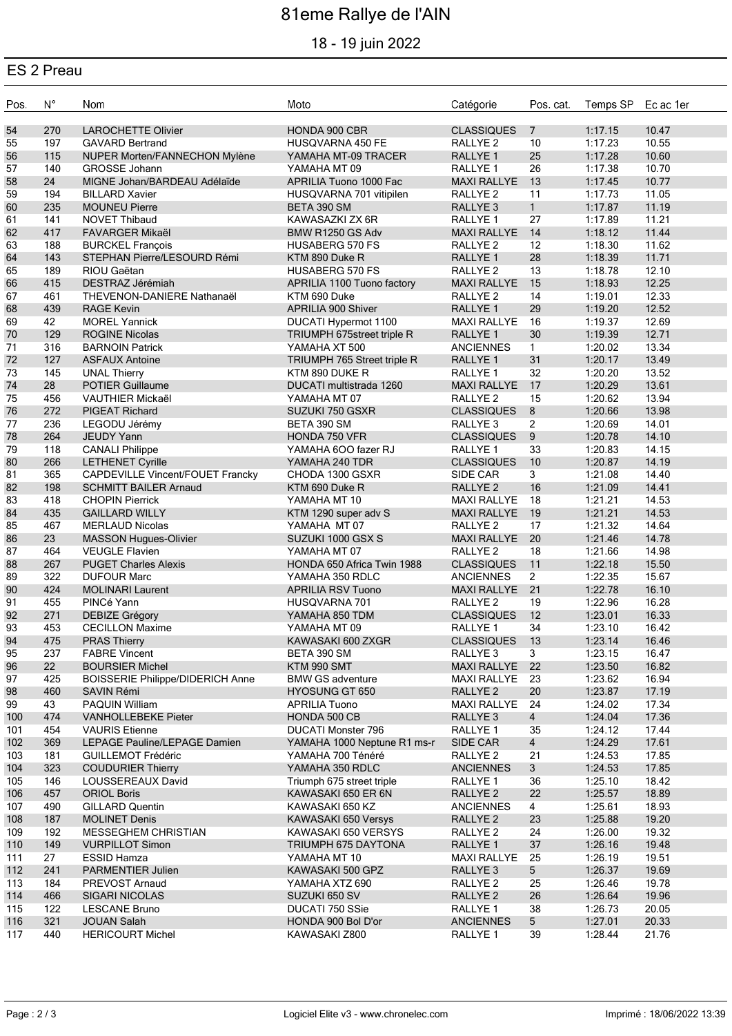# 81eme Rallye de l'AIN

18 - 19 juin 2022

## ES 2 Preau

| Pos. | N° | Nom | Moto | Catégorie | Pos. cat. | Temps SP | Ec ac 1er |
|---|---|---|---|---|---|---|---|
| 54 | 270 | LAROCHETTE Olivier | HONDA 900 CBR | CLASSIQUES | 7 | 1:17.15 | 10.47 |
| 55 | 197 | GAVARD Bertrand | HUSQVARNA 450 FE | RALLYE 2 | 10 | 1:17.23 | 10.55 |
| 56 | 115 | NUPER Morten/FANNECHON Mylène | YAMAHA MT-09 TRACER | RALLYE 1 | 25 | 1:17.28 | 10.60 |
| 57 | 140 | GROSSE Johann | YAMAHA MT 09 | RALLYE 1 | 26 | 1:17.38 | 10.70 |
| 58 | 24 | MIGNE Johan/BARDEAU Adélaïde | APRILIA Tuono 1000 Fac | MAXI RALLYE | 13 | 1:17.45 | 10.77 |
| 59 | 194 | BILLARD Xavier | HUSQVARNA 701 vitipilen | RALLYE 2 | 11 | 1:17.73 | 11.05 |
| 60 | 235 | MOUNEU Pierre | BETA 390 SM | RALLYE 3 | 1 | 1:17.87 | 11.19 |
| 61 | 141 | NOVET Thibaud | KAWASAZKI ZX 6R | RALLYE 1 | 27 | 1:17.89 | 11.21 |
| 62 | 417 | FAVARGER Mikaël | BMW R1250 GS Adv | MAXI RALLYE | 14 | 1:18.12 | 11.44 |
| 63 | 188 | BURCKEL François | HUSABERG 570 FS | RALLYE 2 | 12 | 1:18.30 | 11.62 |
| 64 | 143 | STEPHAN Pierre/LESOURD Rémi | KTM 890 Duke R | RALLYE 1 | 28 | 1:18.39 | 11.71 |
| 65 | 189 | RIOU Gaëtan | HUSABERG 570 FS | RALLYE 2 | 13 | 1:18.78 | 12.10 |
| 66 | 415 | DESTRAZ Jérémiah | APRILIA 1100 Tuono factory | MAXI RALLYE | 15 | 1:18.93 | 12.25 |
| 67 | 461 | THEVENON-DANIERE Nathanaël | KTM 690 Duke | RALLYE 2 | 14 | 1:19.01 | 12.33 |
| 68 | 439 | RAGE Kevin | APRILIA 900 Shiver | RALLYE 1 | 29 | 1:19.20 | 12.52 |
| 69 | 42 | MOREL Yannick | DUCATI Hypermot 1100 | MAXI RALLYE | 16 | 1:19.37 | 12.69 |
| 70 | 129 | ROGINE Nicolas | TRIUMPH 675street triple R | RALLYE 1 | 30 | 1:19.39 | 12.71 |
| 71 | 316 | BARNOIN Patrick | YAMAHA XT 500 | ANCIENNES | 1 | 1:20.02 | 13.34 |
| 72 | 127 | ASFAUX Antoine | TRIUMPH 765 Street triple R | RALLYE 1 | 31 | 1:20.17 | 13.49 |
| 73 | 145 | UNAL Thierry | KTM 890 DUKE R | RALLYE 1 | 32 | 1:20.20 | 13.52 |
| 74 | 28 | POTIER Guillaume | DUCATI multistrada 1260 | MAXI RALLYE | 17 | 1:20.29 | 13.61 |
| 75 | 456 | VAUTHIER Mickaël | YAMAHA MT 07 | RALLYE 2 | 15 | 1:20.62 | 13.94 |
| 76 | 272 | PIGEAT Richard | SUZUKI 750 GSXR | CLASSIQUES | 8 | 1:20.66 | 13.98 |
| 77 | 236 | LEGODU Jérémy | BETA 390 SM | RALLYE 3 | 2 | 1:20.69 | 14.01 |
| 78 | 264 | JEUDY Yann | HONDA 750 VFR | CLASSIQUES | 9 | 1:20.78 | 14.10 |
| 79 | 118 | CANALI Philippe | YAMAHA 6OO fazer RJ | RALLYE 1 | 33 | 1:20.83 | 14.15 |
| 80 | 266 | LETHENET Cyrille | YAMAHA 240 TDR | CLASSIQUES | 10 | 1:20.87 | 14.19 |
| 81 | 365 | CAPDEVILLE Vincent/FOUET Francky | CHODA 1300 GSXR | SIDE CAR | 3 | 1:21.08 | 14.40 |
| 82 | 198 | SCHMITT BAILER Arnaud | KTM 690 Duke R | RALLYE 2 | 16 | 1:21.09 | 14.41 |
| 83 | 418 | CHOPIN Pierrick | YAMAHA MT 10 | MAXI RALLYE | 18 | 1:21.21 | 14.53 |
| 84 | 435 | GAILLARD WILLY | KTM 1290 super adv S | MAXI RALLYE | 19 | 1:21.21 | 14.53 |
| 85 | 467 | MERLAUD Nicolas | YAMAHA MT 07 | RALLYE 2 | 17 | 1:21.32 | 14.64 |
| 86 | 23 | MASSON Hugues-Olivier | SUZUKI 1000 GSX S | MAXI RALLYE | 20 | 1:21.46 | 14.78 |
| 87 | 464 | VEUGLE Flavien | YAMAHA MT 07 | RALLYE 2 | 18 | 1:21.66 | 14.98 |
| 88 | 267 | PUGET Charles Alexis | HONDA 650 Africa Twin 1988 | CLASSIQUES | 11 | 1:22.18 | 15.50 |
| 89 | 322 | DUFOUR Marc | YAMAHA 350 RDLC | ANCIENNES | 2 | 1:22.35 | 15.67 |
| 90 | 424 | MOLINARI Laurent | APRILIA RSV Tuono | MAXI RALLYE | 21 | 1:22.78 | 16.10 |
| 91 | 455 | PINCé Yann | HUSQVARNA 701 | RALLYE 2 | 19 | 1:22.96 | 16.28 |
| 92 | 271 | DEBIZE Grégory | YAMAHA 850 TDM | CLASSIQUES | 12 | 1:23.01 | 16.33 |
| 93 | 453 | CECILLON Maxime | YAMAHA MT 09 | RALLYE 1 | 34 | 1:23.10 | 16.42 |
| 94 | 475 | PRAS Thierry | KAWASAKI 600 ZXGR | CLASSIQUES | 13 | 1:23.14 | 16.46 |
| 95 | 237 | FABRE Vincent | BETA 390 SM | RALLYE 3 | 3 | 1:23.15 | 16.47 |
| 96 | 22 | BOURSIER Michel | KTM 990 SMT | MAXI RALLYE | 22 | 1:23.50 | 16.82 |
| 97 | 425 | BOISSERIE Philippe/DIDERICH Anne | BMW GS adventure | MAXI RALLYE | 23 | 1:23.62 | 16.94 |
| 98 | 460 | SAVIN Rémi | HYOSUNG GT 650 | RALLYE 2 | 20 | 1:23.87 | 17.19 |
| 99 | 43 | PAQUIN William | APRILIA Tuono | MAXI RALLYE | 24 | 1:24.02 | 17.34 |
| 100 | 474 | VANHOLLEBEKE Pieter | HONDA 500 CB | RALLYE 3 | 4 | 1:24.04 | 17.36 |
| 101 | 454 | VAURIS Etienne | DUCATI Monster 796 | RALLYE 1 | 35 | 1:24.12 | 17.44 |
| 102 | 369 | LEPAGE Pauline/LEPAGE Damien | YAMAHA 1000 Neptune R1 ms-r | SIDE CAR | 4 | 1:24.29 | 17.61 |
| 103 | 181 | GUILLEMOT Frédéric | YAMAHA 700 Ténéré | RALLYE 2 | 21 | 1:24.53 | 17.85 |
| 104 | 323 | COUDURIER Thierry | YAMAHA 350 RDLC | ANCIENNES | 3 | 1:24.53 | 17.85 |
| 105 | 146 | LOUSSEREAUX David | Triumph 675 street triple | RALLYE 1 | 36 | 1:25.10 | 18.42 |
| 106 | 457 | ORIOL Boris | KAWASAKI 650 ER 6N | RALLYE 2 | 22 | 1:25.57 | 18.89 |
| 107 | 490 | GILLARD Quentin | KAWASAKI 650 KZ | ANCIENNES | 4 | 1:25.61 | 18.93 |
| 108 | 187 | MOLINET Denis | KAWASAKI 650 Versys | RALLYE 2 | 23 | 1:25.88 | 19.20 |
| 109 | 192 | MESSEGHEM CHRISTIAN | KAWASAKI 650 VERSYS | RALLYE 2 | 24 | 1:26.00 | 19.32 |
| 110 | 149 | VURPILLOT Simon | TRIUMPH 675 DAYTONA | RALLYE 1 | 37 | 1:26.16 | 19.48 |
| 111 | 27 | ESSID Hamza | YAMAHA MT 10 | MAXI RALLYE | 25 | 1:26.19 | 19.51 |
| 112 | 241 | PARMENTIER Julien | KAWASAKI 500 GPZ | RALLYE 3 | 5 | 1:26.37 | 19.69 |
| 113 | 184 | PREVOST Arnaud | YAMAHA XTZ 690 | RALLYE 2 | 25 | 1:26.46 | 19.78 |
| 114 | 466 | SIGARI NICOLAS | SUZUKI 650 SV | RALLYE 2 | 26 | 1:26.64 | 19.96 |
| 115 | 122 | LESCANE Bruno | DUCATI 750 SSie | RALLYE 1 | 38 | 1:26.73 | 20.05 |
| 116 | 321 | JOUAN Salah | HONDA 900 Bol D'or | ANCIENNES | 5 | 1:27.01 | 20.33 |
| 117 | 440 | HERICOURT Michel | KAWASAKI Z800 | RALLYE 1 | 39 | 1:28.44 | 21.76 |

Logiciel Elite v3 - www.chronelec.com

Imprimé : 18/06/2022 13:39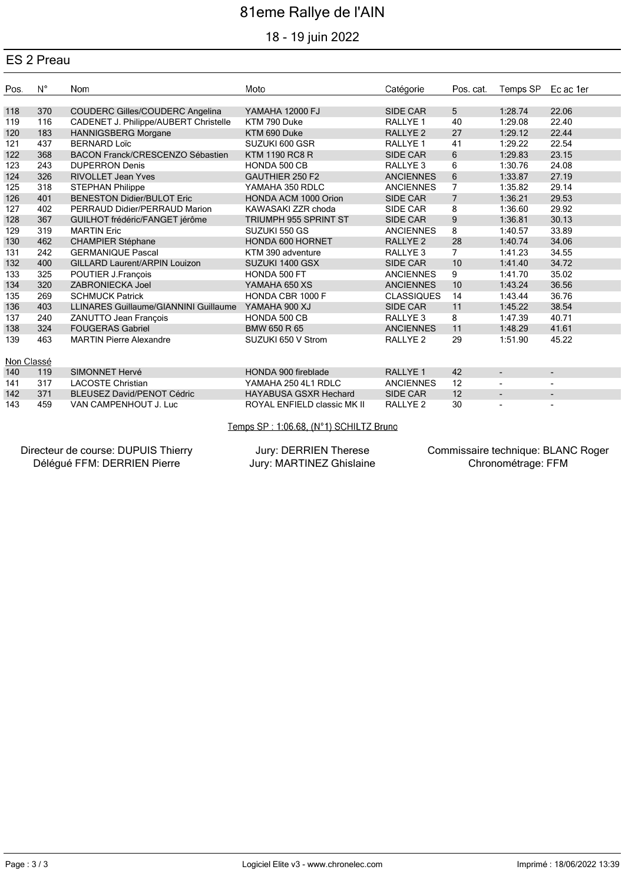# 81eme Rallye de l'AIN

18 - 19 juin 2022

## ES 2 Preau

| Pos. | N° | Nom | Moto | Catégorie | Pos. cat. | Temps SP | Ec ac 1er |
|---|---|---|---|---|---|---|---|
| 118 | 370 | COUDERC Gilles/COUDERC Angelina | YAMAHA 12000 FJ | SIDE CAR | 5 | 1:28.74 | 22.06 |
| 119 | 116 | CADENET J. Philippe/AUBERT Christelle | KTM 790 Duke | RALLYE 1 | 40 | 1:29.08 | 22.40 |
| 120 | 183 | HANNIGSBERG Morgane | KTM 690 Duke | RALLYE 2 | 27 | 1:29.12 | 22.44 |
| 121 | 437 | BERNARD Loïc | SUZUKI 600 GSR | RALLYE 1 | 41 | 1:29.22 | 22.54 |
| 122 | 368 | BACON Franck/CRESCENZO Sébastien | KTM 1190 RC8 R | SIDE CAR | 6 | 1:29.83 | 23.15 |
| 123 | 243 | DUPERRON Denis | HONDA 500 CB | RALLYE 3 | 6 | 1:30.76 | 24.08 |
| 124 | 326 | RIVOLLET Jean Yves | GAUTHIER 250 F2 | ANCIENNES | 6 | 1:33.87 | 27.19 |
| 125 | 318 | STEPHAN Philippe | YAMAHA 350 RDLC | ANCIENNES | 7 | 1:35.82 | 29.14 |
| 126 | 401 | BENESTON Didier/BULOT Eric | HONDA ACM 1000 Orion | SIDE CAR | 7 | 1:36.21 | 29.53 |
| 127 | 402 | PERRAUD Didier/PERRAUD Marion | KAWASAKI ZZR choda | SIDE CAR | 8 | 1:36.60 | 29.92 |
| 128 | 367 | GUILHOT frédéric/FANGET jérôme | TRIUMPH 955 SPRINT ST | SIDE CAR | 9 | 1:36.81 | 30.13 |
| 129 | 319 | MARTIN Eric | SUZUKI 550 GS | ANCIENNES | 8 | 1:40.57 | 33.89 |
| 130 | 462 | CHAMPIER Stéphane | HONDA 600 HORNET | RALLYE 2 | 28 | 1:40.74 | 34.06 |
| 131 | 242 | GERMANIQUE Pascal | KTM 390 adventure | RALLYE 3 | 7 | 1:41.23 | 34.55 |
| 132 | 400 | GILLARD Laurent/ARPIN Louizon | SUZUKI 1400 GSX | SIDE CAR | 10 | 1:41.40 | 34.72 |
| 133 | 325 | POUTIER J.François | HONDA 500 FT | ANCIENNES | 9 | 1:41.70 | 35.02 |
| 134 | 320 | ZABRONIECKA Joel | YAMAHA 650 XS | ANCIENNES | 10 | 1:43.24 | 36.56 |
| 135 | 269 | SCHMUCK Patrick | HONDA CBR 1000 F | CLASSIQUES | 14 | 1:43.44 | 36.76 |
| 136 | 403 | LLINARES Guillaume/GIANNINI Guillaume | YAMAHA 900 XJ | SIDE CAR | 11 | 1:45.22 | 38.54 |
| 137 | 240 | ZANUTTO Jean François | HONDA 500 CB | RALLYE 3 | 8 | 1:47.39 | 40.71 |
| 138 | 324 | FOUGERAS Gabriel | BMW 650 R 65 | ANCIENNES | 11 | 1:48.29 | 41.61 |
| 139 | 463 | MARTIN Pierre Alexandre | SUZUKI 650 V Strom | RALLYE 2 | 29 | 1:51.90 | 45.22 |
| Non Classé | | | | | | | |
| 140 | 119 | SIMONNET Hervé | HONDA 900 fireblade | RALLYE 1 | 42 | - | - |
| 141 | 317 | LACOSTE Christian | YAMAHA 250 4L1 RDLC | ANCIENNES | 12 | - | - |
| 142 | 371 | BLEUSEZ David/PENOT Cédric | HAYABUSA GSXR Hechard | SIDE CAR | 12 | - | - |
| 143 | 459 | VAN CAMPENHOUT J. Luc | ROYAL ENFIELD classic MK II | RALLYE 2 | 30 | - | - |

Temps SP : 1:06.68, (N°1) SCHILTZ Bruno

Directeur de course: DUPUIS Thierry
Délégué FFM: DERRIEN Pierre

Jury: DERRIEN Therese
Jury: MARTINEZ Ghislaine

Commissaire technique: BLANC Roger
Chronométrage: FFM

Logiciel Elite v3 - www.chronelec.com

Imprimé : 18/06/2022 13:39